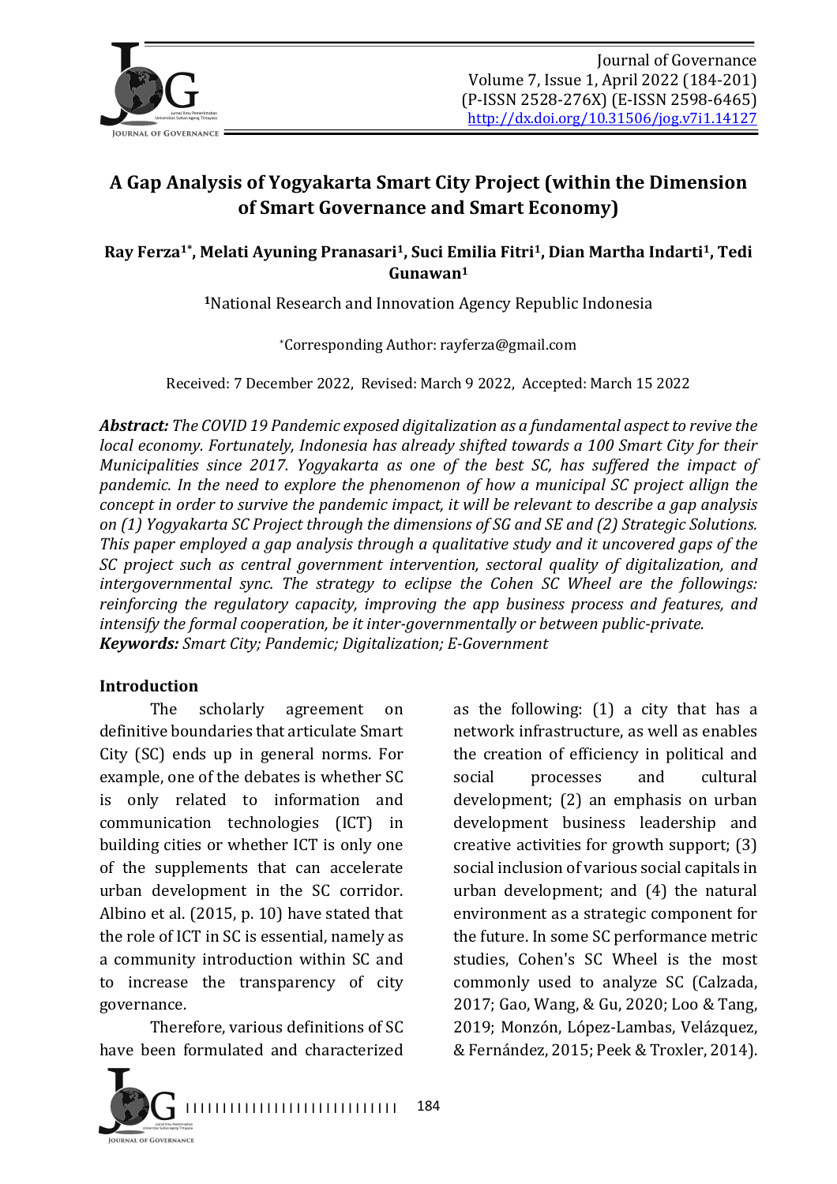# A Gap Analysis of Yogyakarta Smart City Project (within the Dimension of Smart Governance and Smart Economy)

**Ray Ferza[1*], Melati Ayuning Pranasari[1], Suci Emilia Fitri[1], Dian Martha Indarti[1], Tedi Gunawan[1]**

[1]National Research and Innovation Agency Republic Indonesia

*Corresponding Author: rayferza@gmail.com

Received: 7 December 2022, Revised: March 9 2022, Accepted: March 15 2022

***Abstract:*** *The COVID 19 Pandemic exposed digitalization as a fundamental aspect to revive the local economy. Fortunately, Indonesia has already shifted towards a 100 Smart City for their Municipalities since 2017. Yogyakarta as one of the best SC, has suffered the impact of pandemic. In the need to explore the phenomenon of how a municipal SC project allign the concept in order to survive the pandemic impact, it will be relevant to describe a gap analysis on (1) Yogyakarta SC Project through the dimensions of SG and SE and (2) Strategic Solutions. This paper employed a gap analysis through a qualitative study and it uncovered gaps of the SC project such as central government intervention, sectoral quality of digitalization, and intergovernmental sync. The strategy to eclipse the Cohen SC Wheel are the followings: reinforcing the regulatory capacity, improving the app business process and features, and intensify the formal cooperation, be it inter-governmentally or between public-private.*
***Keywords:*** *Smart City; Pandemic; Digitalization; E-Government*

## Introduction

The scholarly agreement on definitive boundaries that articulate Smart City (SC) ends up in general norms. For example, one of the debates is whether SC is only related to information and communication technologies (ICT) in building cities or whether ICT is only one of the supplements that can accelerate urban development in the SC corridor. Albino et al. (2015, p. 10) have stated that the role of ICT in SC is essential, namely as a community introduction within SC and to increase the transparency of city governance.

Therefore, various definitions of SC have been formulated and characterized as the following: (1) a city that has a network infrastructure, as well as enables the creation of efficiency in political and social processes and cultural development; (2) an emphasis on urban development business leadership and creative activities for growth support; (3) social inclusion of various social capitals in urban development; and (4) the natural environment as a strategic component for the future. In some SC performance metric studies, Cohen's SC Wheel is the most commonly used to analyze SC (Calzada, 2017; Gao, Wang, & Gu, 2020; Loo & Tang, 2019; Monzón, López-Lambas, Velázquez, & Fernández, 2015; Peek & Troxler, 2014).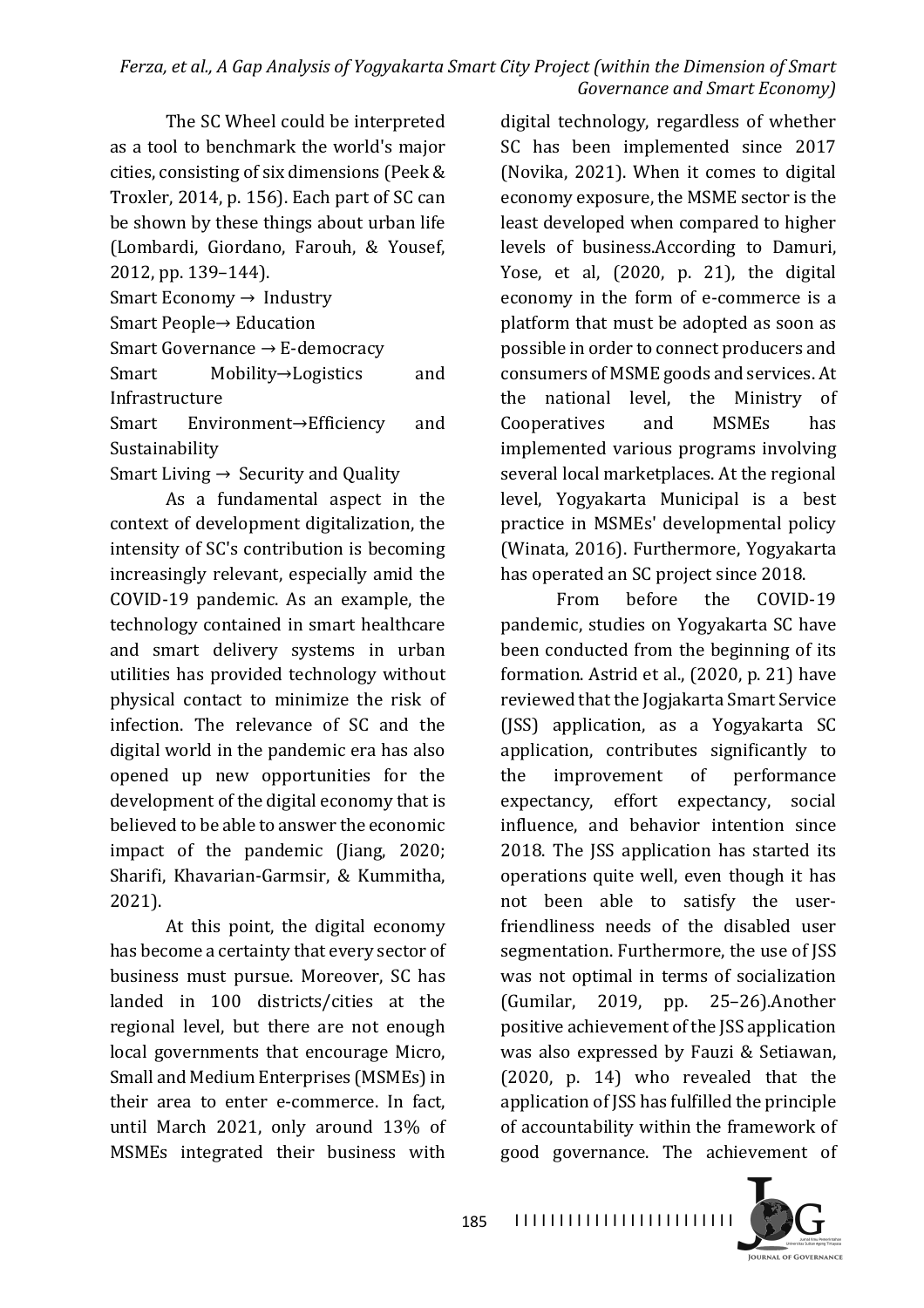The SC Wheel could be interpreted as a tool to benchmark the world's major cities, consisting of six dimensions (Peek & Troxler, 2014, p. 156). Each part of SC can be shown by these things about urban life (Lombardi, Giordano, Farouh, & Yousef, 2012, pp. 139–144).

Smart Economy → Industry
Smart People→ Education
Smart Governance → E-democracy
Smart Mobility→Logistics and Infrastructure
Smart Environment→Efficiency and Sustainability
Smart Living → Security and Quality

As a fundamental aspect in the context of development digitalization, the intensity of SC's contribution is becoming increasingly relevant, especially amid the COVID-19 pandemic. As an example, the technology contained in smart healthcare and smart delivery systems in urban utilities has provided technology without physical contact to minimize the risk of infection. The relevance of SC and the digital world in the pandemic era has also opened up new opportunities for the development of the digital economy that is believed to be able to answer the economic impact of the pandemic (Jiang, 2020; Sharifi, Khavarian-Garmsir, & Kummitha, 2021).

At this point, the digital economy has become a certainty that every sector of business must pursue. Moreover, SC has landed in 100 districts/cities at the regional level, but there are not enough local governments that encourage Micro, Small and Medium Enterprises (MSMEs) in their area to enter e-commerce. In fact, until March 2021, only around 13% of MSMEs integrated their business with digital technology, regardless of whether SC has been implemented since 2017 (Novika, 2021). When it comes to digital economy exposure, the MSME sector is the least developed when compared to higher levels of business.According to Damuri, Yose, et al, (2020, p. 21), the digital economy in the form of e-commerce is a platform that must be adopted as soon as possible in order to connect producers and consumers of MSME goods and services. At the national level, the Ministry of Cooperatives and MSMEs has implemented various programs involving several local marketplaces. At the regional level, Yogyakarta Municipal is a best practice in MSMEs' developmental policy (Winata, 2016). Furthermore, Yogyakarta has operated an SC project since 2018.

From before the COVID-19 pandemic, studies on Yogyakarta SC have been conducted from the beginning of its formation. Astrid et al., (2020, p. 21) have reviewed that the Jogjakarta Smart Service (JSS) application, as a Yogyakarta SC application, contributes significantly to the improvement of performance expectancy, effort expectancy, social influence, and behavior intention since 2018. The JSS application has started its operations quite well, even though it has not been able to satisfy the user-friendliness needs of the disabled user segmentation. Furthermore, the use of JSS was not optimal in terms of socialization (Gumilar, 2019, pp. 25–26).Another positive achievement of the JSS application was also expressed by Fauzi & Setiawan, (2020, p. 14) who revealed that the application of JSS has fulfilled the principle of accountability within the framework of good governance. The achievement of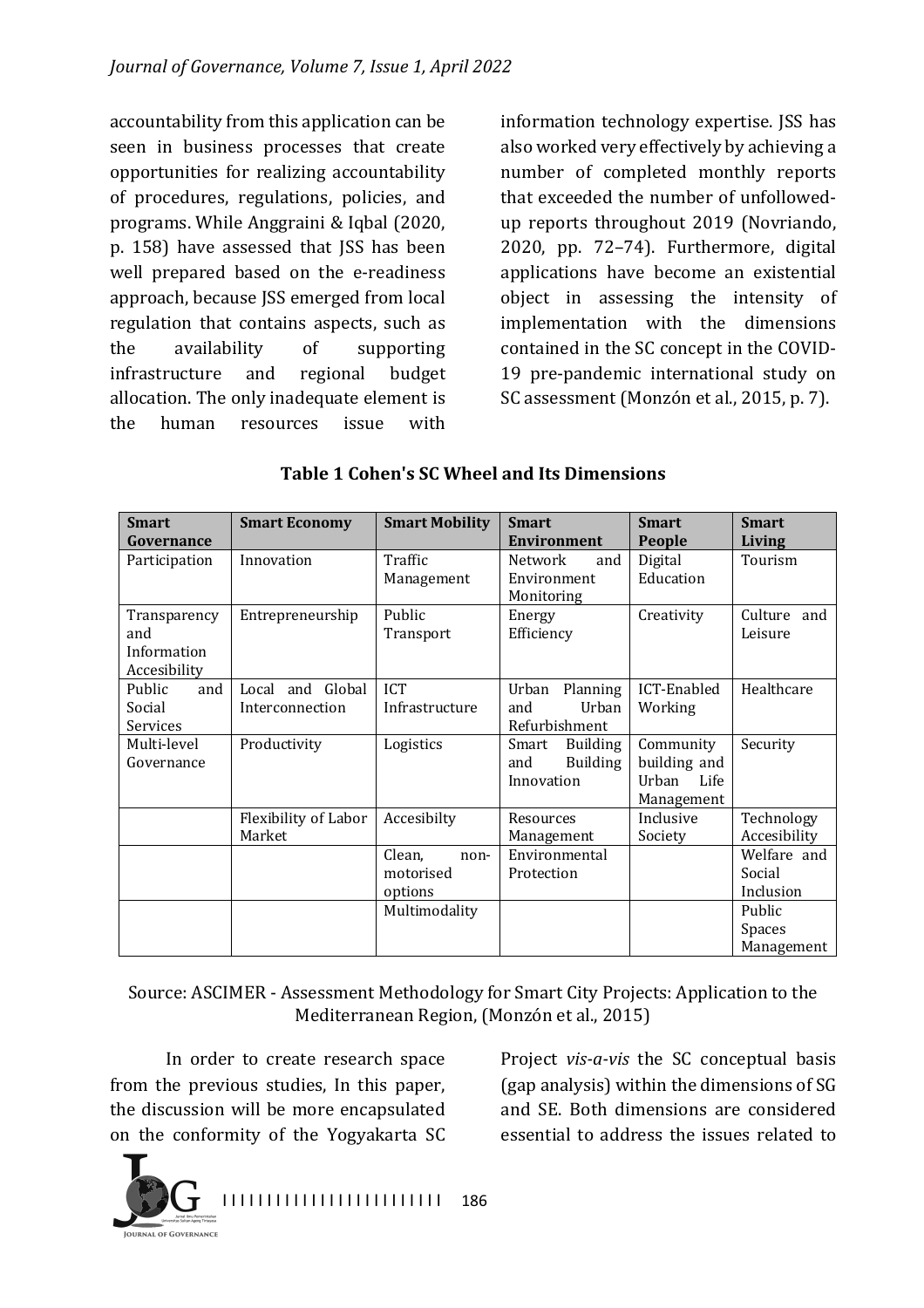accountability from this application can be seen in business processes that create opportunities for realizing accountability of procedures, regulations, policies, and programs. While Anggraini & Iqbal (2020, p. 158) have assessed that JSS has been well prepared based on the e-readiness approach, because JSS emerged from local regulation that contains aspects, such as the availability of supporting infrastructure and regional budget allocation. The only inadequate element is the human resources issue with information technology expertise. JSS has also worked very effectively by achieving a number of completed monthly reports that exceeded the number of unfollowed-up reports throughout 2019 (Novriando, 2020, pp. 72–74). Furthermore, digital applications have become an existential object in assessing the intensity of implementation with the dimensions contained in the SC concept in the COVID-19 pre-pandemic international study on SC assessment (Monzón et al., 2015, p. 7).

**Table 1 Cohen's SC Wheel and Its Dimensions**

| Smart Governance | Smart Economy | Smart Mobility | Smart Environment | Smart People | Smart Living |
|---|---|---|---|---|---|
| Participation | Innovation | Traffic Management | Network and Environment Monitoring | Digital Education | Tourism |
| Transparency and Information Accesibility | Entrepreneurship | Public Transport | Energy Efficiency | Creativity | Culture and Leisure |
| Public and Social Services | Local and Global Interconnection | ICT Infrastructure | Urban Planning and Urban Refurbishment | ICT-Enabled Working | Healthcare |
| Multi-level Governance | Productivity | Logistics | Smart Building and Building Innovation | Community building and Urban Life Management | Security |
| | Flexibility of Labor Market | Accesibilty | Resources Management | Inclusive Society | Technology Accessibility |
| | | Clean, non-motorised options | Environmental Protection | | Welfare and Social Inclusion |
| | | Multimodality | | | Public Spaces Management |

Source: ASCIMER - Assessment Methodology for Smart City Projects: Application to the Mediterranean Region, (Monzón et al., 2015)

In order to create research space from the previous studies, In this paper, the discussion will be more encapsulated on the conformity of the Yogyakarta SC Project *vis-a-vis* the SC conceptual basis (gap analysis) within the dimensions of SG and SE. Both dimensions are considered essential to address the issues related to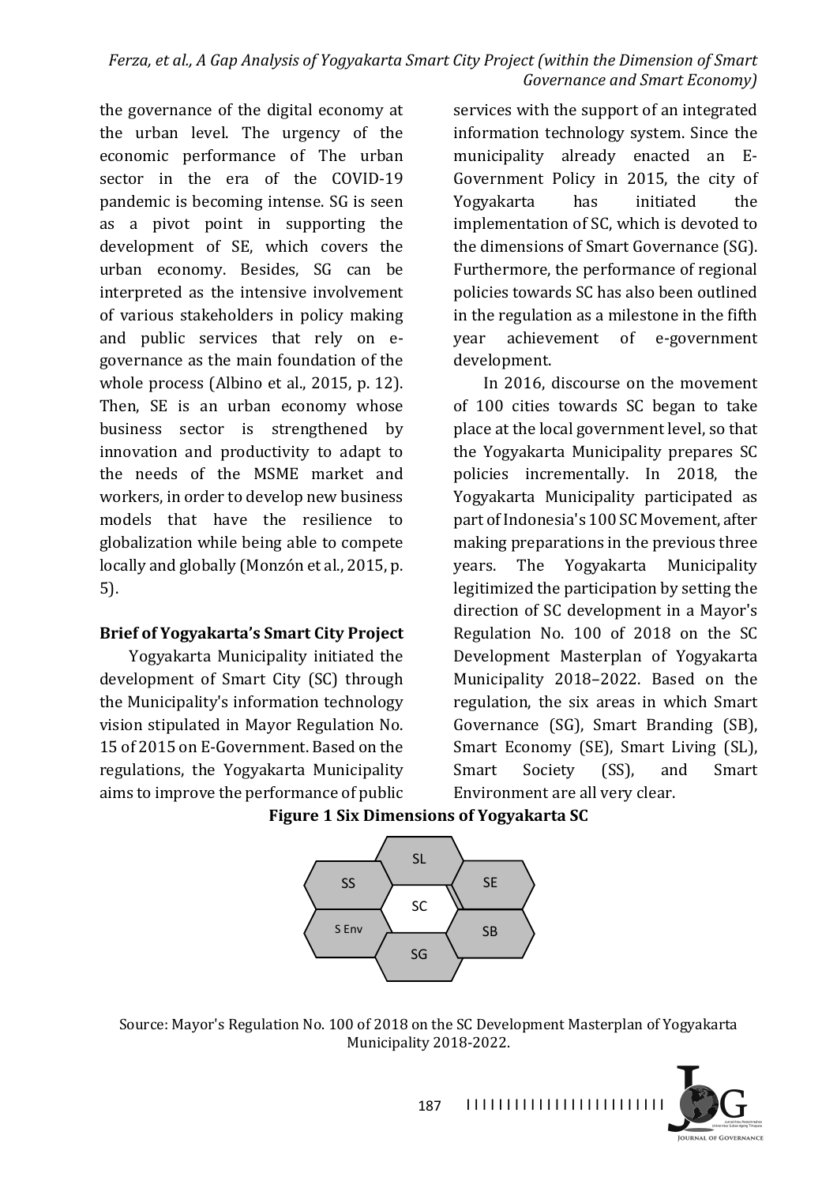the governance of the digital economy at the urban level. The urgency of the economic performance of The urban sector in the era of the COVID-19 pandemic is becoming intense. SG is seen as a pivot point in supporting the development of SE, which covers the urban economy. Besides, SG can be interpreted as the intensive involvement of various stakeholders in policy making and public services that rely on e-governance as the main foundation of the whole process (Albino et al., 2015, p. 12). Then, SE is an urban economy whose business sector is strengthened by innovation and productivity to adapt to the needs of the MSME market and workers, in order to develop new business models that have the resilience to globalization while being able to compete locally and globally (Monzón et al., 2015, p. 5).

**Brief of Yogyakarta's Smart City Project**

Yogyakarta Municipality initiated the development of Smart City (SC) through the Municipality's information technology vision stipulated in Mayor Regulation No. 15 of 2015 on E-Government. Based on the regulations, the Yogyakarta Municipality aims to improve the performance of public services with the support of an integrated information technology system. Since the municipality already enacted an E-Government Policy in 2015, the city of Yogyakarta has initiated the implementation of SC, which is devoted to the dimensions of Smart Governance (SG). Furthermore, the performance of regional policies towards SC has also been outlined in the regulation as a milestone in the fifth year achievement of e-government development.

In 2016, discourse on the movement of 100 cities towards SC began to take place at the local government level, so that the Yogyakarta Municipality prepares SC policies incrementally. In 2018, the Yogyakarta Municipality participated as part of Indonesia's 100 SC Movement, after making preparations in the previous three years. The Yogyakarta Municipality legitimized the participation by setting the direction of SC development in a Mayor's Regulation No. 100 of 2018 on the SC Development Masterplan of Yogyakarta Municipality 2018–2022. Based on the regulation, the six areas in which Smart Governance (SG), Smart Branding (SB), Smart Economy (SE), Smart Living (SL), Smart Society (SS), and Smart Environment are all very clear.

**Figure 1 Six Dimensions of Yogyakarta SC**

SL, SS, SE, SC, S Env, SB, SG

Source: Mayor's Regulation No. 100 of 2018 on the SC Development Masterplan of Yogyakarta Municipality 2018-2022.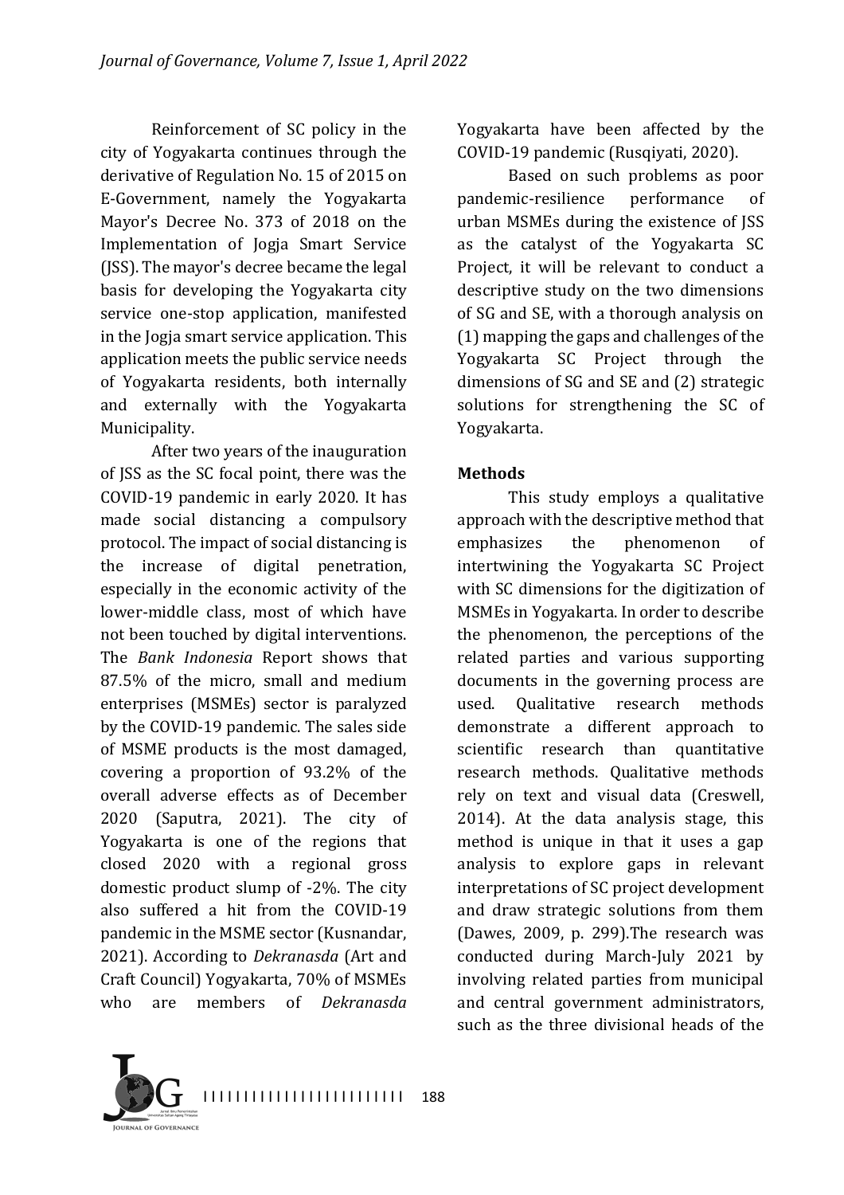Reinforcement of SC policy in the city of Yogyakarta continues through the derivative of Regulation No. 15 of 2015 on E-Government, namely the Yogyakarta Mayor's Decree No. 373 of 2018 on the Implementation of Jogja Smart Service (JSS). The mayor's decree became the legal basis for developing the Yogyakarta city service one-stop application, manifested in the Jogja smart service application. This application meets the public service needs of Yogyakarta residents, both internally and externally with the Yogyakarta Municipality.

After two years of the inauguration of JSS as the SC focal point, there was the COVID-19 pandemic in early 2020. It has made social distancing a compulsory protocol. The impact of social distancing is the increase of digital penetration, especially in the economic activity of the lower-middle class, most of which have not been touched by digital interventions. The *Bank Indonesia* Report shows that 87.5% of the micro, small and medium enterprises (MSMEs) sector is paralyzed by the COVID-19 pandemic. The sales side of MSME products is the most damaged, covering a proportion of 93.2% of the overall adverse effects as of December 2020 (Saputra, 2021). The city of Yogyakarta is one of the regions that closed 2020 with a regional gross domestic product slump of -2%. The city also suffered a hit from the COVID-19 pandemic in the MSME sector (Kusnandar, 2021). According to *Dekranasda* (Art and Craft Council) Yogyakarta, 70% of MSMEs who are members of *Dekranasda* Yogyakarta have been affected by the COVID-19 pandemic (Rusqiyati, 2020).

Based on such problems as poor pandemic-resilience performance of urban MSMEs during the existence of JSS as the catalyst of the Yogyakarta SC Project, it will be relevant to conduct a descriptive study on the two dimensions of SG and SE, with a thorough analysis on (1) mapping the gaps and challenges of the Yogyakarta SC Project through the dimensions of SG and SE and (2) strategic solutions for strengthening the SC of Yogyakarta.

## Methods

This study employs a qualitative approach with the descriptive method that emphasizes the phenomenon of intertwining the Yogyakarta SC Project with SC dimensions for the digitization of MSMEs in Yogyakarta. In order to describe the phenomenon, the perceptions of the related parties and various supporting documents in the governing process are used. Qualitative research methods demonstrate a different approach to scientific research than quantitative research methods. Qualitative methods rely on text and visual data (Creswell, 2014). At the data analysis stage, this method is unique in that it uses a gap analysis to explore gaps in relevant interpretations of SC project development and draw strategic solutions from them (Dawes, 2009, p. 299).The research was conducted during March-July 2021 by involving related parties from municipal and central government administrators, such as the three divisional heads of the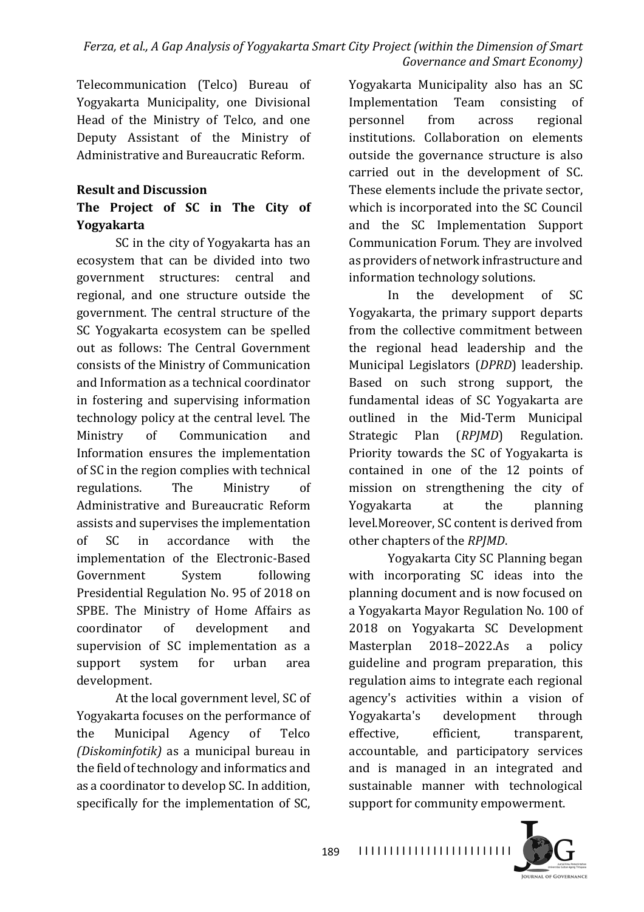Telecommunication (Telco) Bureau of Yogyakarta Municipality, one Divisional Head of the Ministry of Telco, and one Deputy Assistant of the Ministry of Administrative and Bureaucratic Reform.

## Result and Discussion

### The Project of SC in The City of Yogyakarta

SC in the city of Yogyakarta has an ecosystem that can be divided into two government structures: central and regional, and one structure outside the government. The central structure of the SC Yogyakarta ecosystem can be spelled out as follows: The Central Government consists of the Ministry of Communication and Information as a technical coordinator in fostering and supervising information technology policy at the central level. The Ministry of Communication and Information ensures the implementation of SC in the region complies with technical regulations. The Ministry of Administrative and Bureaucratic Reform assists and supervises the implementation of SC in accordance with the implementation of the Electronic-Based Government System following Presidential Regulation No. 95 of 2018 on SPBE. The Ministry of Home Affairs as coordinator of development and supervision of SC implementation as a support system for urban area development.

At the local government level, SC of Yogyakarta focuses on the performance of the Municipal Agency of Telco *(Diskominfotik)* as a municipal bureau in the field of technology and informatics and as a coordinator to develop SC. In addition, specifically for the implementation of SC, Yogyakarta Municipality also has an SC Implementation Team consisting of personnel from across regional institutions. Collaboration on elements outside the governance structure is also carried out in the development of SC. These elements include the private sector, which is incorporated into the SC Council and the SC Implementation Support Communication Forum. They are involved as providers of network infrastructure and information technology solutions.

In the development of SC Yogyakarta, the primary support departs from the collective commitment between the regional head leadership and the Municipal Legislators (*DPRD*) leadership. Based on such strong support, the fundamental ideas of SC Yogyakarta are outlined in the Mid-Term Municipal Strategic Plan (*RPJMD*) Regulation. Priority towards the SC of Yogyakarta is contained in one of the 12 points of mission on strengthening the city of Yogyakarta at the planning level.Moreover, SC content is derived from other chapters of the *RPJMD*.

Yogyakarta City SC Planning began with incorporating SC ideas into the planning document and is now focused on a Yogyakarta Mayor Regulation No. 100 of 2018 on Yogyakarta SC Development Masterplan 2018–2022.As a policy guideline and program preparation, this regulation aims to integrate each regional agency's activities within a vision of Yogyakarta's development through effective, efficient, transparent, accountable, and participatory services and is managed in an integrated and sustainable manner with technological support for community empowerment.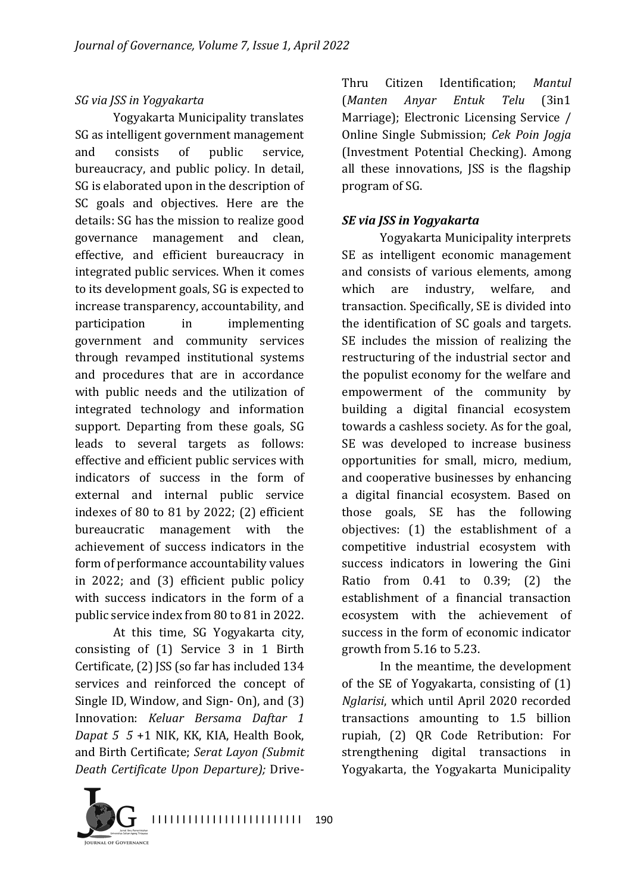*SG via JSS in Yogyakarta*

Yogyakarta Municipality translates SG as intelligent government management and consists of public service, bureaucracy, and public policy. In detail, SG is elaborated upon in the description of SC goals and objectives. Here are the details: SG has the mission to realize good governance management and clean, effective, and efficient bureaucracy in integrated public services. When it comes to its development goals, SG is expected to increase transparency, accountability, and participation in implementing government and community services through revamped institutional systems and procedures that are in accordance with public needs and the utilization of integrated technology and information support. Departing from these goals, SG leads to several targets as follows: effective and efficient public services with indicators of success in the form of external and internal public service indexes of 80 to 81 by 2022; (2) efficient bureaucratic management with the achievement of success indicators in the form of performance accountability values in 2022; and (3) efficient public policy with success indicators in the form of a public service index from 80 to 81 in 2022.

At this time, SG Yogyakarta city, consisting of (1) Service 3 in 1 Birth Certificate, (2) JSS (so far has included 134 services and reinforced the concept of Single ID, Window, and Sign- On), and (3) Innovation: *Keluar Bersama Daftar 1 Dapat 5 5* +1 NIK, KK, KIA, Health Book, and Birth Certificate; *Serat Layon (Submit Death Certificate Upon Departure);* Drive-Thru Citizen Identification; *Mantul* (*Manten Anyar Entuk Telu* (3in1 Marriage); Electronic Licensing Service / Online Single Submission; *Cek Poin Jogja* (Investment Potential Checking). Among all these innovations, JSS is the flagship program of SG.

***SE via JSS in Yogyakarta***

Yogyakarta Municipality interprets SE as intelligent economic management and consists of various elements, among which are industry, welfare, and transaction. Specifically, SE is divided into the identification of SC goals and targets. SE includes the mission of realizing the restructuring of the industrial sector and the populist economy for the welfare and empowerment of the community by building a digital financial ecosystem towards a cashless society. As for the goal, SE was developed to increase business opportunities for small, micro, medium, and cooperative businesses by enhancing a digital financial ecosystem. Based on those goals, SE has the following objectives: (1) the establishment of a competitive industrial ecosystem with success indicators in lowering the Gini Ratio from 0.41 to 0.39; (2) the establishment of a financial transaction ecosystem with the achievement of success in the form of economic indicator growth from 5.16 to 5.23.

In the meantime, the development of the SE of Yogyakarta, consisting of (1) *Nglarisi*, which until April 2020 recorded transactions amounting to 1.5 billion rupiah, (2) QR Code Retribution: For strengthening digital transactions in Yogyakarta, the Yogyakarta Municipality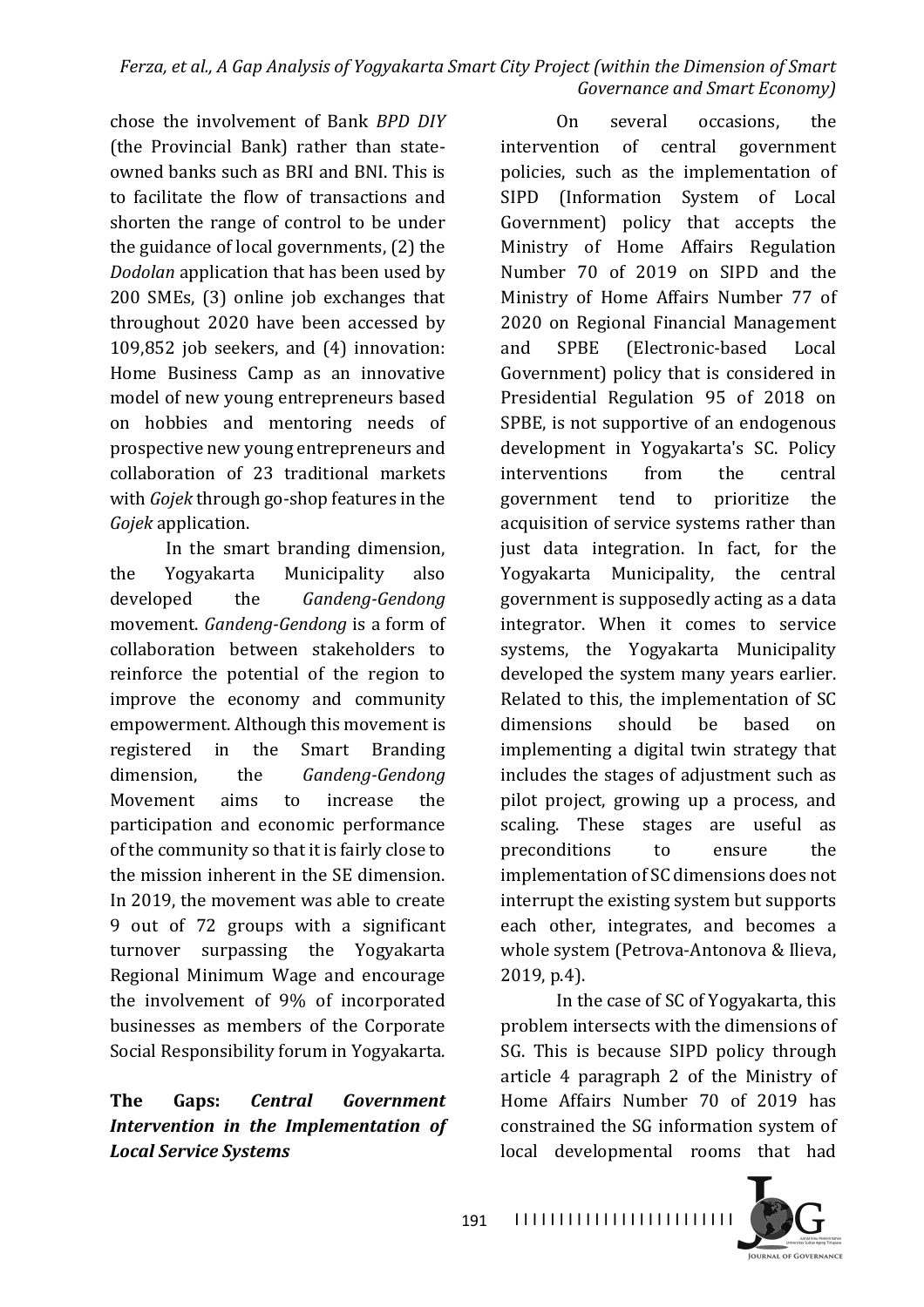chose the involvement of Bank *BPD DIY* (the Provincial Bank) rather than state-owned banks such as BRI and BNI. This is to facilitate the flow of transactions and shorten the range of control to be under the guidance of local governments, (2) the *Dodolan* application that has been used by 200 SMEs, (3) online job exchanges that throughout 2020 have been accessed by 109,852 job seekers, and (4) innovation: Home Business Camp as an innovative model of new young entrepreneurs based on hobbies and mentoring needs of prospective new young entrepreneurs and collaboration of 23 traditional markets with *Gojek* through go-shop features in the *Gojek* application.

In the smart branding dimension, the Yogyakarta Municipality also developed the *Gandeng-Gendong* movement. *Gandeng-Gendong* is a form of collaboration between stakeholders to reinforce the potential of the region to improve the economy and community empowerment. Although this movement is registered in the Smart Branding dimension, the *Gandeng-Gendong* Movement aims to increase the participation and economic performance of the community so that it is fairly close to the mission inherent in the SE dimension. In 2019, the movement was able to create 9 out of 72 groups with a significant turnover surpassing the Yogyakarta Regional Minimum Wage and encourage the involvement of 9% of incorporated businesses as members of the Corporate Social Responsibility forum in Yogyakarta.

## The Gaps: *Central Government Intervention in the Implementation of Local Service Systems*

On several occasions, the intervention of central government policies, such as the implementation of SIPD (Information System of Local Government) policy that accepts the Ministry of Home Affairs Regulation Number 70 of 2019 on SIPD and the Ministry of Home Affairs Number 77 of 2020 on Regional Financial Management and SPBE (Electronic-based Local Government) policy that is considered in Presidential Regulation 95 of 2018 on SPBE, is not supportive of an endogenous development in Yogyakarta's SC. Policy interventions from the central government tend to prioritize the acquisition of service systems rather than just data integration. In fact, for the Yogyakarta Municipality, the central government is supposedly acting as a data integrator. When it comes to service systems, the Yogyakarta Municipality developed the system many years earlier. Related to this, the implementation of SC dimensions should be based on implementing a digital twin strategy that includes the stages of adjustment such as pilot project, growing up a process, and scaling. These stages are useful as preconditions to ensure the implementation of SC dimensions does not interrupt the existing system but supports each other, integrates, and becomes a whole system (Petrova-Antonova & Ilieva, 2019, p.4).

In the case of SC of Yogyakarta, this problem intersects with the dimensions of SG. This is because SIPD policy through article 4 paragraph 2 of the Ministry of Home Affairs Number 70 of 2019 has constrained the SG information system of local developmental rooms that had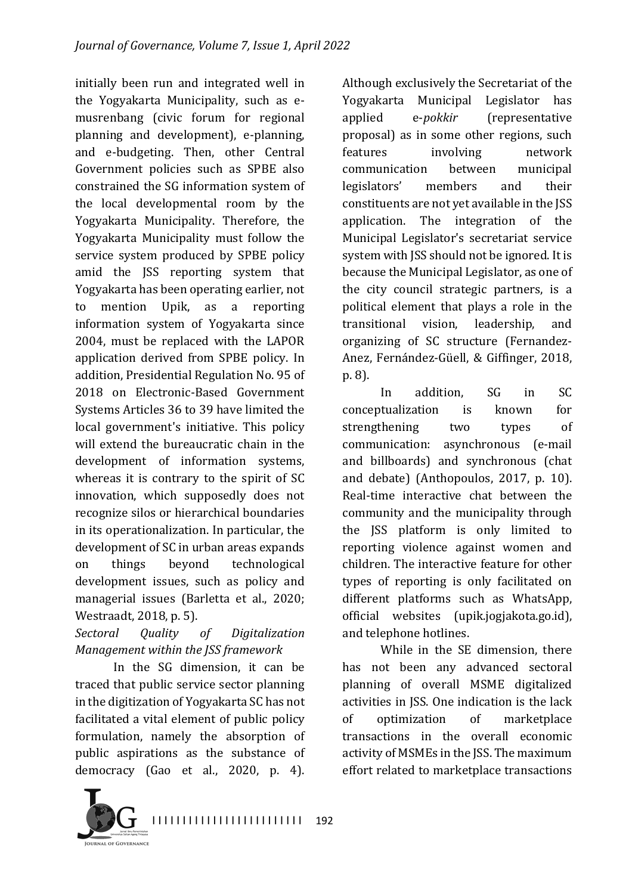initially been run and integrated well in the Yogyakarta Municipality, such as e-musrenbang (civic forum for regional planning and development), e-planning, and e-budgeting. Then, other Central Government policies such as SPBE also constrained the SG information system of the local developmental room by the Yogyakarta Municipality. Therefore, the Yogyakarta Municipality must follow the service system produced by SPBE policy amid the JSS reporting system that Yogyakarta has been operating earlier, not to mention Upik, as a reporting information system of Yogyakarta since 2004, must be replaced with the LAPOR application derived from SPBE policy. In addition, Presidential Regulation No. 95 of 2018 on Electronic-Based Government Systems Articles 36 to 39 have limited the local government's initiative. This policy will extend the bureaucratic chain in the development of information systems, whereas it is contrary to the spirit of SC innovation, which supposedly does not recognize silos or hierarchical boundaries in its operationalization. In particular, the development of SC in urban areas expands on things beyond technological development issues, such as policy and managerial issues (Barletta et al., 2020; Westraadt, 2018, p. 5).

*Sectoral Quality of Digitalization Management within the JSS framework*

In the SG dimension, it can be traced that public service sector planning in the digitization of Yogyakarta SC has not facilitated a vital element of public policy formulation, namely the absorption of public aspirations as the substance of democracy (Gao et al., 2020, p. 4). Although exclusively the Secretariat of the Yogyakarta Municipal Legislator has applied e-*pokkir* (representative proposal) as in some other regions, such features involving network communication between municipal legislators' members and their constituents are not yet available in the JSS application. The integration of the Municipal Legislator's secretariat service system with JSS should not be ignored. It is because the Municipal Legislator, as one of the city council strategic partners, is a political element that plays a role in the transitional vision, leadership, and organizing of SC structure (Fernandez-Anez, Fernández-Güell, & Giffinger, 2018, p. 8).

In addition, SG in SC conceptualization is known for strengthening two types of communication: asynchronous (e-mail and billboards) and synchronous (chat and debate) (Anthopoulos, 2017, p. 10). Real-time interactive chat between the community and the municipality through the JSS platform is only limited to reporting violence against women and children. The interactive feature for other types of reporting is only facilitated on different platforms such as WhatsApp, official websites (upik.jogjakota.go.id), and telephone hotlines.

While in the SE dimension, there has not been any advanced sectoral planning of overall MSME digitalized activities in JSS. One indication is the lack of optimization of marketplace transactions in the overall economic activity of MSMEs in the JSS. The maximum effort related to marketplace transactions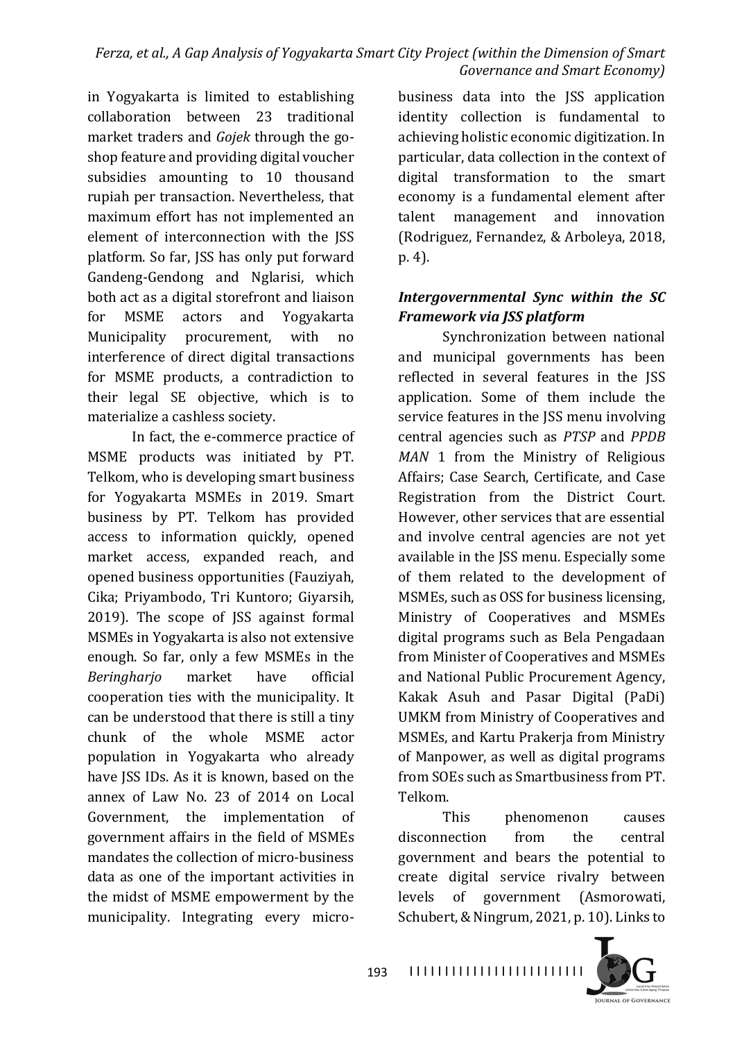in Yogyakarta is limited to establishing collaboration between 23 traditional market traders and *Gojek* through the go-shop feature and providing digital voucher subsidies amounting to 10 thousand rupiah per transaction. Nevertheless, that maximum effort has not implemented an element of interconnection with the JSS platform. So far, JSS has only put forward Gandeng-Gendong and Nglarisi, which both act as a digital storefront and liaison for MSME actors and Yogyakarta Municipality procurement, with no interference of direct digital transactions for MSME products, a contradiction to their legal SE objective, which is to materialize a cashless society.

In fact, the e-commerce practice of MSME products was initiated by PT. Telkom, who is developing smart business for Yogyakarta MSMEs in 2019. Smart business by PT. Telkom has provided access to information quickly, opened market access, expanded reach, and opened business opportunities (Fauziyah, Cika; Priyambodo, Tri Kuntoro; Giyarsih, 2019). The scope of JSS against formal MSMEs in Yogyakarta is also not extensive enough. So far, only a few MSMEs in the *Beringharjo* market have official cooperation ties with the municipality. It can be understood that there is still a tiny chunk of the whole MSME actor population in Yogyakarta who already have JSS IDs. As it is known, based on the annex of Law No. 23 of 2014 on Local Government, the implementation of government affairs in the field of MSMEs mandates the collection of micro-business data as one of the important activities in the midst of MSME empowerment by the municipality. Integrating every micro-business data into the JSS application identity collection is fundamental to achieving holistic economic digitization. In particular, data collection in the context of digital transformation to the smart economy is a fundamental element after talent management and innovation (Rodriguez, Fernandez, & Arboleya, 2018, p. 4).

### *Intergovernmental Sync within the SC Framework via JSS platform*

Synchronization between national and municipal governments has been reflected in several features in the JSS application. Some of them include the service features in the JSS menu involving central agencies such as *PTSP* and *PPDB MAN* 1 from the Ministry of Religious Affairs; Case Search, Certificate, and Case Registration from the District Court. However, other services that are essential and involve central agencies are not yet available in the JSS menu. Especially some of them related to the development of MSMEs, such as OSS for business licensing, Ministry of Cooperatives and MSMEs digital programs such as Bela Pengadaan from Minister of Cooperatives and MSMEs and National Public Procurement Agency, Kakak Asuh and Pasar Digital (PaDi) UMKM from Ministry of Cooperatives and MSMEs, and Kartu Prakerja from Ministry of Manpower, as well as digital programs from SOEs such as Smartbusiness from PT. Telkom.

This phenomenon causes disconnection from the central government and bears the potential to create digital service rivalry between levels of government (Asmorowati, Schubert, & Ningrum, 2021, p. 10). Links to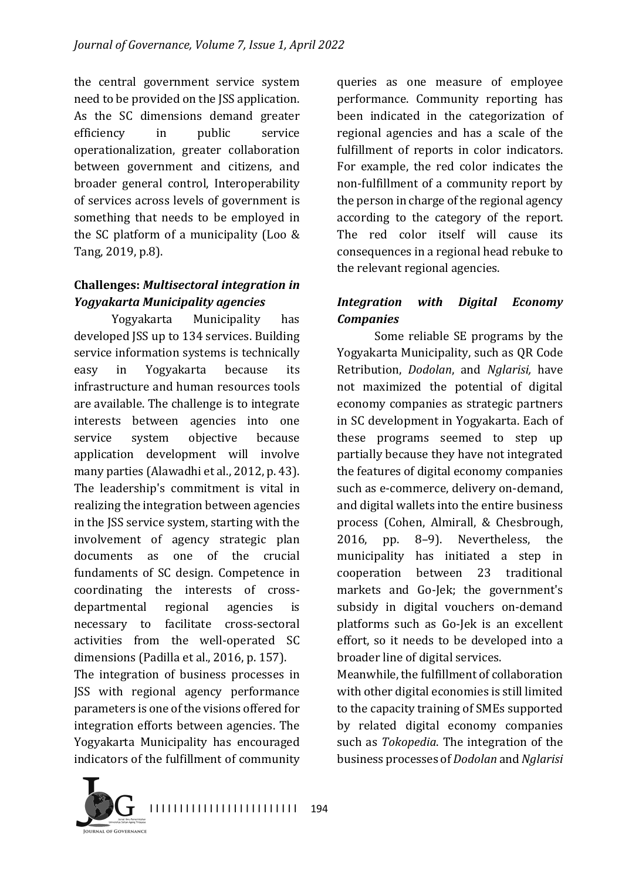the central government service system need to be provided on the JSS application. As the SC dimensions demand greater efficiency in public service operationalization, greater collaboration between government and citizens, and broader general control, Interoperability of services across levels of government is something that needs to be employed in the SC platform of a municipality (Loo & Tang, 2019, p.8).

### Challenges: *Multisectoral integration in Yogyakarta Municipality agencies*

Yogyakarta Municipality has developed JSS up to 134 services. Building service information systems is technically easy in Yogyakarta because its infrastructure and human resources tools are available. The challenge is to integrate interests between agencies into one service system objective because application development will involve many parties (Alawadhi et al., 2012, p. 43). The leadership's commitment is vital in realizing the integration between agencies in the JSS service system, starting with the involvement of agency strategic plan documents as one of the crucial fundaments of SC design. Competence in coordinating the interests of cross-departmental regional agencies is necessary to facilitate cross-sectoral activities from the well-operated SC dimensions (Padilla et al., 2016, p. 157).

The integration of business processes in JSS with regional agency performance parameters is one of the visions offered for integration efforts between agencies. The Yogyakarta Municipality has encouraged indicators of the fulfillment of community queries as one measure of employee performance. Community reporting has been indicated in the categorization of regional agencies and has a scale of the fulfillment of reports in color indicators. For example, the red color indicates the non-fulfillment of a community report by the person in charge of the regional agency according to the category of the report. The red color itself will cause its consequences in a regional head rebuke to the relevant regional agencies.

### *Integration with Digital Economy Companies*

Some reliable SE programs by the Yogyakarta Municipality, such as QR Code Retribution, *Dodolan*, and *Nglarisi,* have not maximized the potential of digital economy companies as strategic partners in SC development in Yogyakarta. Each of these programs seemed to step up partially because they have not integrated the features of digital economy companies such as e-commerce, delivery on-demand, and digital wallets into the entire business process (Cohen, Almirall, & Chesbrough, 2016, pp. 8–9). Nevertheless, the municipality has initiated a step in cooperation between 23 traditional markets and Go-Jek; the government's subsidy in digital vouchers on-demand platforms such as Go-Jek is an excellent effort, so it needs to be developed into a broader line of digital services.

Meanwhile, the fulfillment of collaboration with other digital economies is still limited to the capacity training of SMEs supported by related digital economy companies such as *Tokopedia*. The integration of the business processes of *Dodolan* and *Nglarisi*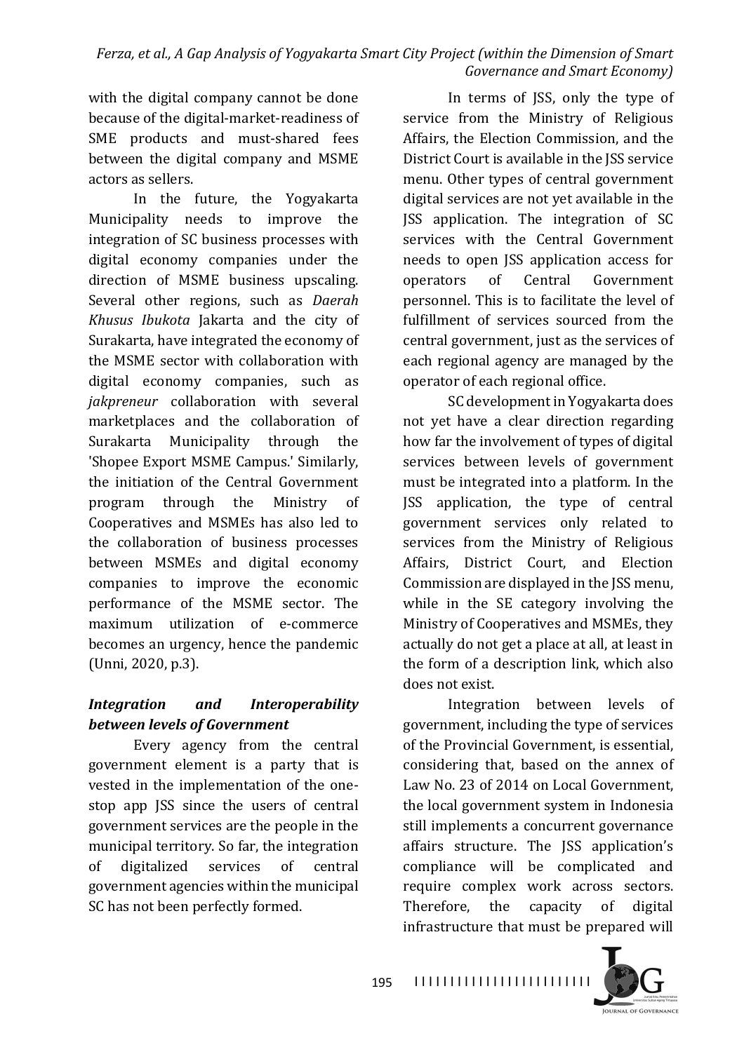with the digital company cannot be done because of the digital-market-readiness of SME products and must-shared fees between the digital company and MSME actors as sellers.

In the future, the Yogyakarta Municipality needs to improve the integration of SC business processes with digital economy companies under the direction of MSME business upscaling. Several other regions, such as *Daerah Khusus Ibukota* Jakarta and the city of Surakarta, have integrated the economy of the MSME sector with collaboration with digital economy companies, such as *jakpreneur* collaboration with several marketplaces and the collaboration of Surakarta Municipality through the 'Shopee Export MSME Campus.' Similarly, the initiation of the Central Government program through the Ministry of Cooperatives and MSMEs has also led to the collaboration of business processes between MSMEs and digital economy companies to improve the economic performance of the MSME sector. The maximum utilization of e-commerce becomes an urgency, hence the pandemic (Unni, 2020, p.3).

### *Integration and Interoperability between levels of Government*

Every agency from the central government element is a party that is vested in the implementation of the one-stop app JSS since the users of central government services are the people in the municipal territory. So far, the integration of digitalized services of central government agencies within the municipal SC has not been perfectly formed.

In terms of JSS, only the type of service from the Ministry of Religious Affairs, the Election Commission, and the District Court is available in the JSS service menu. Other types of central government digital services are not yet available in the JSS application. The integration of SC services with the Central Government needs to open JSS application access for operators of Central Government personnel. This is to facilitate the level of fulfillment of services sourced from the central government, just as the services of each regional agency are managed by the operator of each regional office.

SC development in Yogyakarta does not yet have a clear direction regarding how far the involvement of types of digital services between levels of government must be integrated into a platform. In the JSS application, the type of central government services only related to services from the Ministry of Religious Affairs, District Court, and Election Commission are displayed in the JSS menu, while in the SE category involving the Ministry of Cooperatives and MSMEs, they actually do not get a place at all, at least in the form of a description link, which also does not exist.

Integration between levels of government, including the type of services of the Provincial Government, is essential, considering that, based on the annex of Law No. 23 of 2014 on Local Government, the local government system in Indonesia still implements a concurrent governance affairs structure. The JSS application's compliance will be complicated and require complex work across sectors. Therefore, the capacity of digital infrastructure that must be prepared will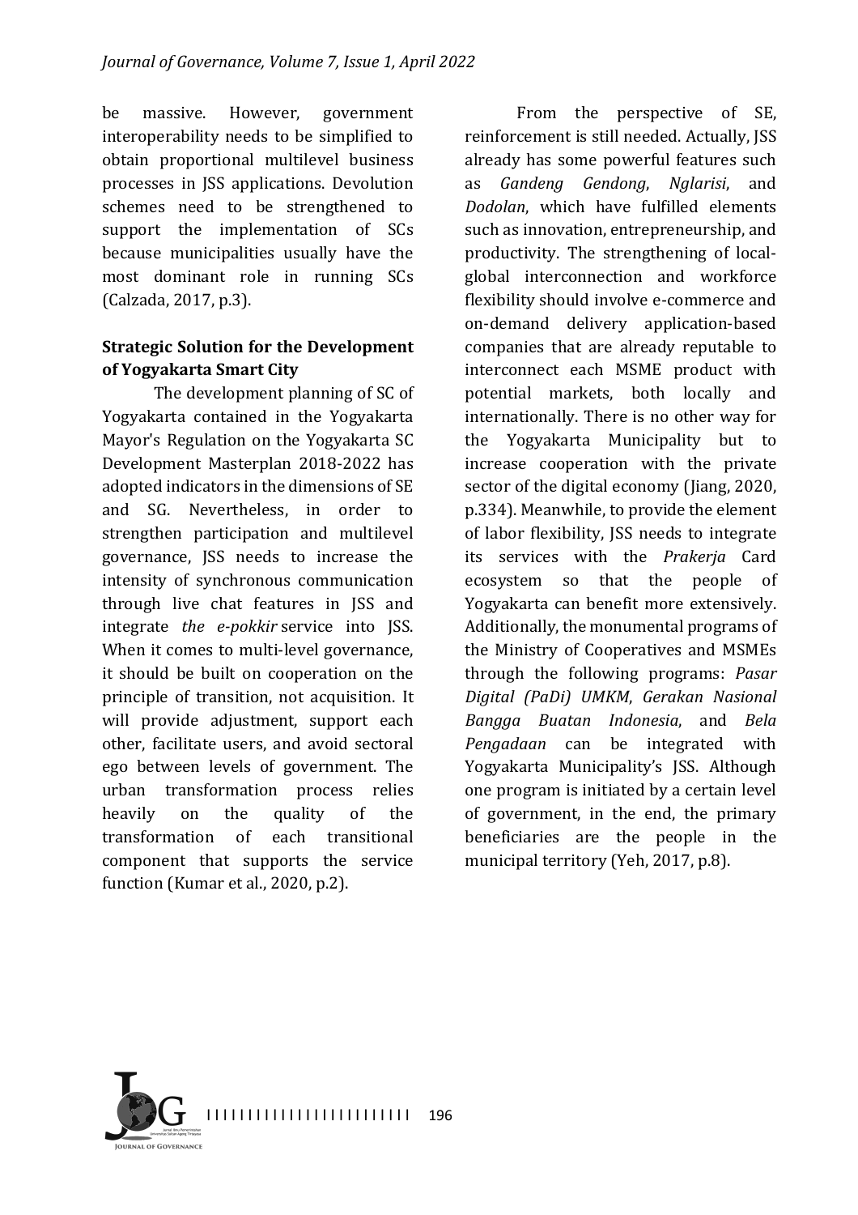be massive. However, government interoperability needs to be simplified to obtain proportional multilevel business processes in JSS applications. Devolution schemes need to be strengthened to support the implementation of SCs because municipalities usually have the most dominant role in running SCs (Calzada, 2017, p.3).

**Strategic Solution for the Development of Yogyakarta Smart City**

The development planning of SC of Yogyakarta contained in the Yogyakarta Mayor's Regulation on the Yogyakarta SC Development Masterplan 2018-2022 has adopted indicators in the dimensions of SE and SG. Nevertheless, in order to strengthen participation and multilevel governance, JSS needs to increase the intensity of synchronous communication through live chat features in JSS and integrate *the e-pokkir* service into JSS. When it comes to multi-level governance, it should be built on cooperation on the principle of transition, not acquisition. It will provide adjustment, support each other, facilitate users, and avoid sectoral ego between levels of government. The urban transformation process relies heavily on the quality of the transformation of each transitional component that supports the service function (Kumar et al., 2020, p.2).

From the perspective of SE, reinforcement is still needed. Actually, JSS already has some powerful features such as *Gandeng Gendong*, *Nglarisi*, and *Dodolan*, which have fulfilled elements such as innovation, entrepreneurship, and productivity. The strengthening of local-global interconnection and workforce flexibility should involve e-commerce and on-demand delivery application-based companies that are already reputable to interconnect each MSME product with potential markets, both locally and internationally. There is no other way for the Yogyakarta Municipality but to increase cooperation with the private sector of the digital economy (Jiang, 2020, p.334). Meanwhile, to provide the element of labor flexibility, JSS needs to integrate its services with the *Prakerja* Card ecosystem so that the people of Yogyakarta can benefit more extensively. Additionally, the monumental programs of the Ministry of Cooperatives and MSMEs through the following programs: *Pasar Digital (PaDi) UMKM*, *Gerakan Nasional Bangga Buatan Indonesia*, and *Bela Pengadaan* can be integrated with Yogyakarta Municipality's JSS. Although one program is initiated by a certain level of government, in the end, the primary beneficiaries are the people in the municipal territory (Yeh, 2017, p.8).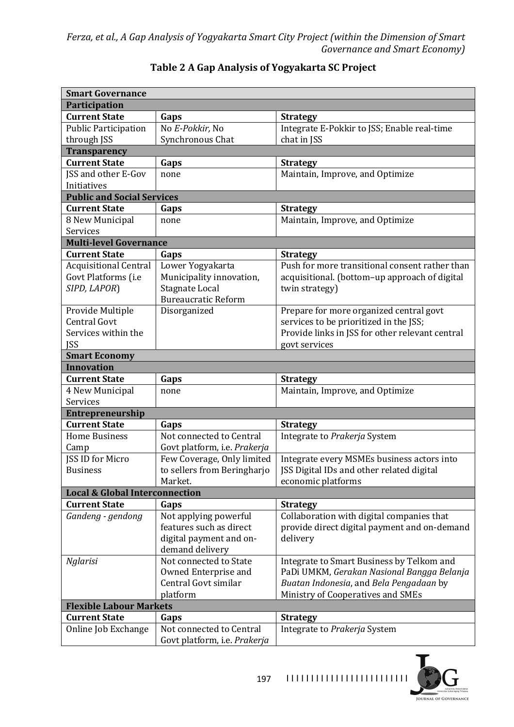**Table 2 A Gap Analysis of Yogyakarta SC Project**

| **Smart Governance** | | |
|---|---|---|
| **Participation** | | |
| **Current State** | **Gaps** | **Strategy** |
| Public Participation through JSS | No *E-Pokkir,* No Synchronous Chat | Integrate E-Pokkir to JSS; Enable real-time chat in JSS |
| **Transparency** | | |
| **Current State** | **Gaps** | **Strategy** |
| JSS and other E-Gov Initiatives | none | Maintain, Improve, and Optimize |
| **Public and Social Services** | | |
| **Current State** | **Gaps** | **Strategy** |
| 8 New Municipal Services | none | Maintain, Improve, and Optimize |
| **Multi-level Governance** | | |
| **Current State** | **Gaps** | **Strategy** |
| Acquisitional Central Govt Platforms (i.e *SIPD, LAPOR*) | Lower Yogyakarta Municipality innovation, Stagnate Local Bureaucratic Reform | Push for more transitional consent rather than acquisitional. (bottom–up approach of digital twin strategy) |
| Provide Multiple Central Govt Services within the JSS | Disorganized | Prepare for more organized central govt services to be prioritized in the JSS; Provide links in JSS for other relevant central govt services |
| **Smart Economy** | | |
| **Innovation** | | |
| **Current State** | **Gaps** | **Strategy** |
| 4 New Municipal Services | none | Maintain, Improve, and Optimize |
| **Entrepreneurship** | | |
| **Current State** | **Gaps** | **Strategy** |
| Home Business Camp | Not connected to Central Govt platform, i.e. *Prakerja* | Integrate to *Prakerja* System |
| JSS ID for Micro Business | Few Coverage, Only limited to sellers from Beringharjo Market. | Integrate every MSMEs business actors into JSS Digital IDs and other related digital economic platforms |
| **Local & Global Interconnection** | | |
| **Current State** | **Gaps** | **Strategy** |
| *Gandeng - gendong* | Not applying powerful features such as direct digital payment and on-demand delivery | Collaboration with digital companies that provide direct digital payment and on-demand delivery |
| *Nglarisi* | Not connected to State Owned Enterprise and Central Govt similar platform | Integrate to Smart Business by Telkom and PaDi UMKM, *Gerakan Nasional Bangga Belanja Buatan Indonesia*, and *Bela Pengadaan* by Ministry of Cooperatives and SMEs |
| **Flexible Labour Markets** | | |
| **Current State** | **Gaps** | **Strategy** |
| Online Job Exchange | Not connected to Central Govt platform, i.e. *Prakerja* | Integrate to *Prakerja* System |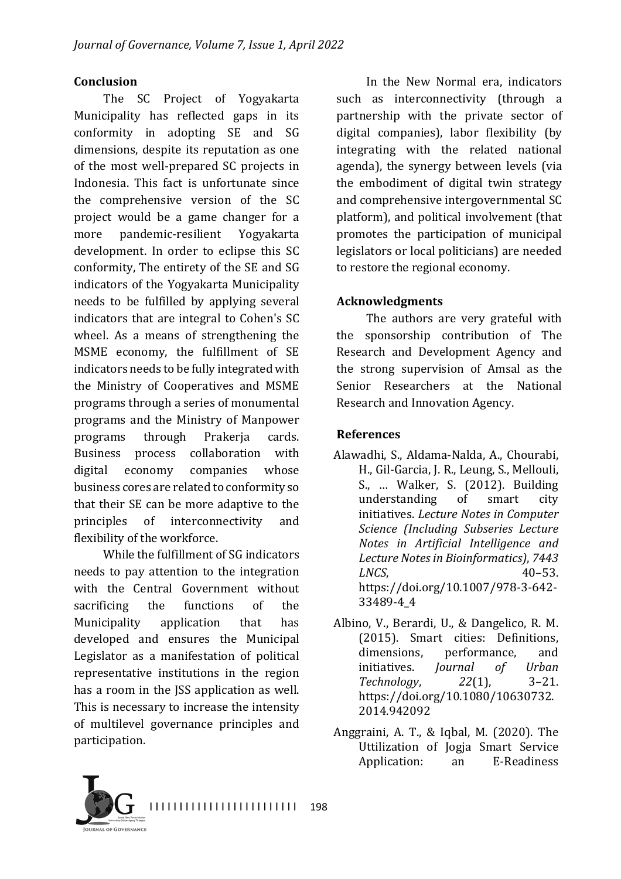## Conclusion

The SC Project of Yogyakarta Municipality has reflected gaps in its conformity in adopting SE and SG dimensions, despite its reputation as one of the most well-prepared SC projects in Indonesia. This fact is unfortunate since the comprehensive version of the SC project would be a game changer for a more pandemic-resilient Yogyakarta development. In order to eclipse this SC conformity, The entirety of the SE and SG indicators of the Yogyakarta Municipality needs to be fulfilled by applying several indicators that are integral to Cohen's SC wheel. As a means of strengthening the MSME economy, the fulfillment of SE indicators needs to be fully integrated with the Ministry of Cooperatives and MSME programs through a series of monumental programs and the Ministry of Manpower programs through Prakerja cards. Business process collaboration with digital economy companies whose business cores are related to conformity so that their SE can be more adaptive to the principles of interconnectivity and flexibility of the workforce.

While the fulfillment of SG indicators needs to pay attention to the integration with the Central Government without sacrificing the functions of the Municipality application that has developed and ensures the Municipal Legislator as a manifestation of political representative institutions in the region has a room in the JSS application as well. This is necessary to increase the intensity of multilevel governance principles and participation.

In the New Normal era, indicators such as interconnectivity (through a partnership with the private sector of digital companies), labor flexibility (by integrating with the related national agenda), the synergy between levels (via the embodiment of digital twin strategy and comprehensive intergovernmental SC platform), and political involvement (that promotes the participation of municipal legislators or local politicians) are needed to restore the regional economy.

## Acknowledgments

The authors are very grateful with the sponsorship contribution of The Research and Development Agency and the strong supervision of Amsal as the Senior Researchers at the National Research and Innovation Agency.

## References

Alawadhi, S., Aldama-Nalda, A., Chourabi, H., Gil-Garcia, J. R., Leung, S., Mellouli, S., … Walker, S. (2012). Building understanding of smart city initiatives. *Lecture Notes in Computer Science (Including Subseries Lecture Notes in Artificial Intelligence and Lecture Notes in Bioinformatics)*, *7443 LNCS*, 40–53. https://doi.org/10.1007/978-3-642-33489-4_4

Albino, V., Berardi, U., & Dangelico, R. M. (2015). Smart cities: Definitions, dimensions, performance, and initiatives. *Journal of Urban Technology*, *22*(1), 3–21. https://doi.org/10.1080/10630732.2014.942092

Anggraini, A. T., & Iqbal, M. (2020). The Uttilization of Jogja Smart Service Application: an E-Readiness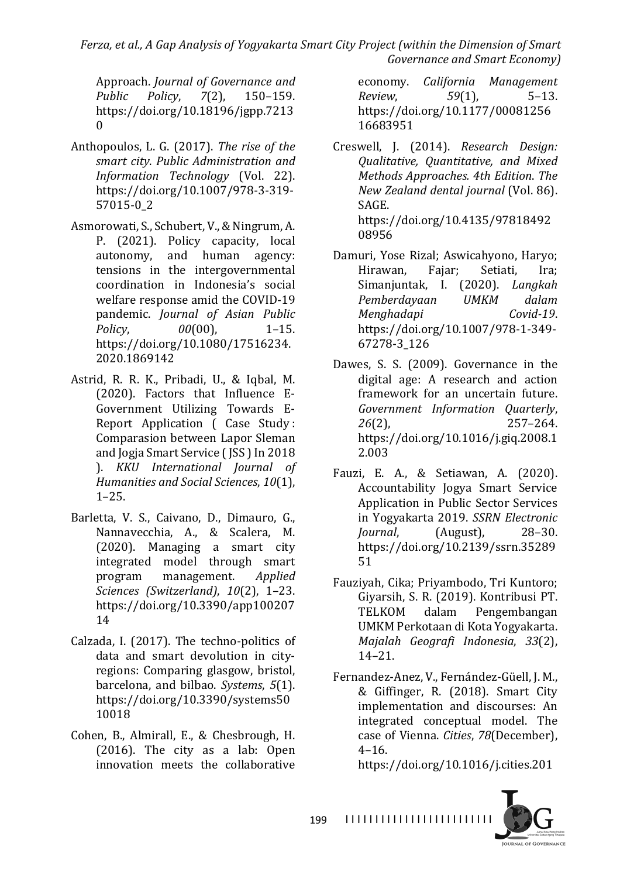Approach. *Journal of Governance and Public Policy*, *7*(2), 150–159. https://doi.org/10.18196/jgpp.72130

Anthopoulos, L. G. (2017). *The rise of the smart city*. *Public Administration and Information Technology* (Vol. 22). https://doi.org/10.1007/978-3-319-57015-0_2

Asmorowati, S., Schubert, V., & Ningrum, A. P. (2021). Policy capacity, local autonomy, and human agency: tensions in the intergovernmental coordination in Indonesia's social welfare response amid the COVID-19 pandemic. *Journal of Asian Public Policy*, *00*(00), 1–15. https://doi.org/10.1080/17516234.2020.1869142

Astrid, R. R. K., Pribadi, U., & Iqbal, M. (2020). Factors that Influence E-Government Utilizing Towards E-Report Application ( Case Study : Comparasion between Lapor Sleman and Jogja Smart Service ( JSS ) In 2018 ). *KKU International Journal of Humanities and Social Sciences*, *10*(1), 1–25.

Barletta, V. S., Caivano, D., Dimauro, G., Nannavecchia, A., & Scalera, M. (2020). Managing a smart city integrated model through smart program management. *Applied Sciences (Switzerland)*, *10*(2), 1–23. https://doi.org/10.3390/app10020714

Calzada, I. (2017). The techno-politics of data and smart devolution in city-regions: Comparing glasgow, bristol, barcelona, and bilbao. *Systems*, *5*(1). https://doi.org/10.3390/systems5010018

Cohen, B., Almirall, E., & Chesbrough, H. (2016). The city as a lab: Open innovation meets the collaborative economy. *California Management Review*, *59*(1), 5–13. https://doi.org/10.1177/0008125616683951

Creswell, J. (2014). *Research Design: Qualitative, Quantitative, and Mixed Methods Approaches. 4th Edition*. *The New Zealand dental journal* (Vol. 86). SAGE. https://doi.org/10.4135/9781849208956

Damuri, Yose Rizal; Aswicahyono, Haryo; Hirawan, Fajar; Setiati, Ira; Simanjuntak, I. (2020). *Langkah Pemberdayaan UMKM dalam Menghadapi Covid-19*. https://doi.org/10.1007/978-1-349-67278-3_126

Dawes, S. S. (2009). Governance in the digital age: A research and action framework for an uncertain future. *Government Information Quarterly*, *26*(2), 257–264. https://doi.org/10.1016/j.giq.2008.12.003

Fauzi, E. A., & Setiawan, A. (2020). Accountability Jogya Smart Service Application in Public Sector Services in Yogyakarta 2019. *SSRN Electronic Journal*, (August), 28–30. https://doi.org/10.2139/ssrn.3528951

Fauziyah, Cika; Priyambodo, Tri Kuntoro; Giyarsih, S. R. (2019). Kontribusi PT. TELKOM dalam Pengembangan UMKM Perkotaan di Kota Yogyakarta. *Majalah Geografi Indonesia*, *33*(2), 14–21.

Fernandez-Anez, V., Fernández-Güell, J. M., & Giffinger, R. (2018). Smart City implementation and discourses: An integrated conceptual model. The case of Vienna. *Cities*, *78*(December), 4–16. https://doi.org/10.1016/j.cities.201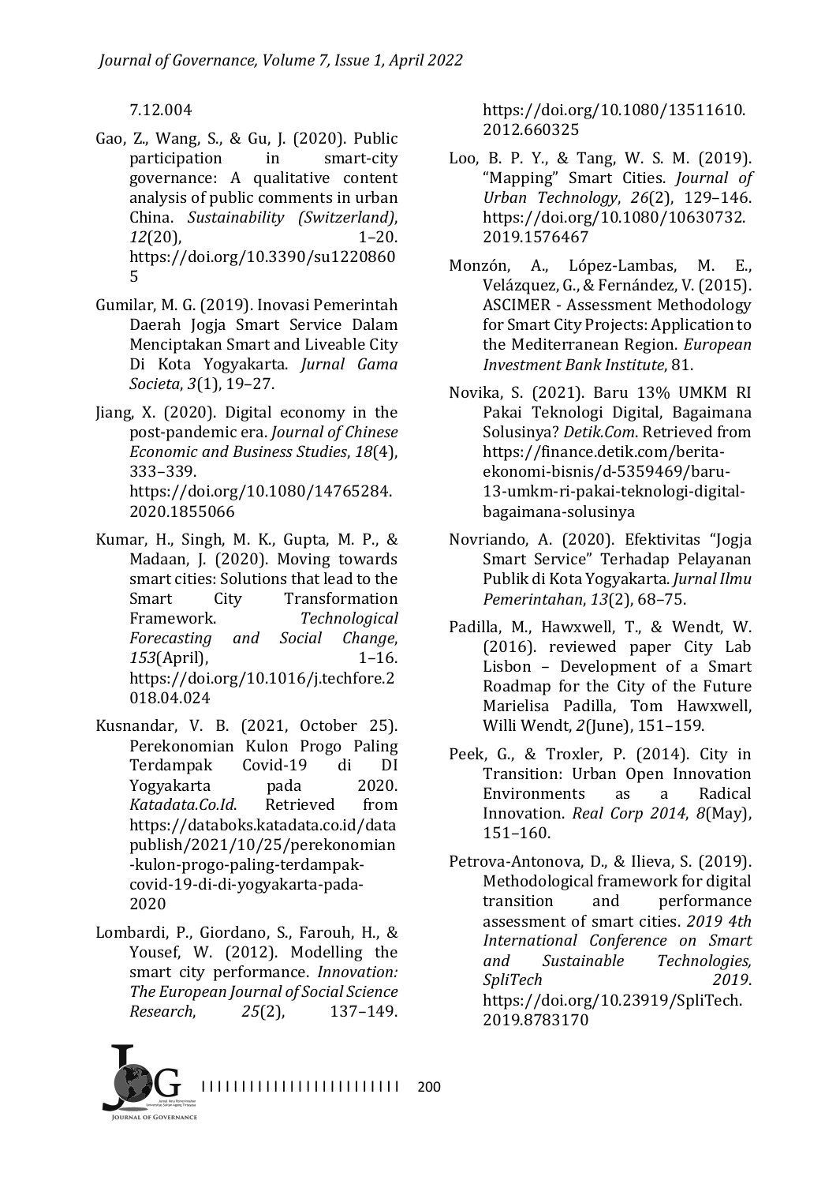7.12.004

Gao, Z., Wang, S., & Gu, J. (2020). Public participation in smart-city governance: A qualitative content analysis of public comments in urban China. *Sustainability (Switzerland)*, *12*(20), 1–20. https://doi.org/10.3390/su12208605

Gumilar, M. G. (2019). Inovasi Pemerintah Daerah Jogja Smart Service Dalam Menciptakan Smart and Liveable City Di Kota Yogyakarta. *Jurnal Gama Societa*, *3*(1), 19–27.

Jiang, X. (2020). Digital economy in the post-pandemic era. *Journal of Chinese Economic and Business Studies*, *18*(4), 333–339. https://doi.org/10.1080/14765284.2020.1855066

Kumar, H., Singh, M. K., Gupta, M. P., & Madaan, J. (2020). Moving towards smart cities: Solutions that lead to the Smart City Transformation Framework. *Technological Forecasting and Social Change*, *153*(April), 1–16. https://doi.org/10.1016/j.techfore.2018.04.024

Kusnandar, V. B. (2021, October 25). Perekonomian Kulon Progo Paling Terdampak Covid-19 di DI Yogyakarta pada 2020. *Katadata.Co.Id*. Retrieved from https://databoks.katadata.co.id/datapublish/2021/10/25/perekonomian-kulon-progo-paling-terdampak-covid-19-di-di-yogyakarta-pada-2020

Lombardi, P., Giordano, S., Farouh, H., & Yousef, W. (2012). Modelling the smart city performance. *Innovation: The European Journal of Social Science Research*, *25*(2), 137–149. https://doi.org/10.1080/13511610.2012.660325

Loo, B. P. Y., & Tang, W. S. M. (2019). "Mapping" Smart Cities. *Journal of Urban Technology*, *26*(2), 129–146. https://doi.org/10.1080/10630732.2019.1576467

Monzón, A., López-Lambas, M. E., Velázquez, G., & Fernández, V. (2015). ASCIMER - Assessment Methodology for Smart City Projects: Application to the Mediterranean Region. *European Investment Bank Institute*, 81.

Novika, S. (2021). Baru 13% UMKM RI Pakai Teknologi Digital, Bagaimana Solusinya? *Detik.Com*. Retrieved from https://finance.detik.com/berita-ekonomi-bisnis/d-5359469/baru-13-umkm-ri-pakai-teknologi-digital-bagaimana-solusinya

Novriando, A. (2020). Efektivitas "Jogja Smart Service" Terhadap Pelayanan Publik di Kota Yogyakarta. *Jurnal Ilmu Pemerintahan*, *13*(2), 68–75.

Padilla, M., Hawxwell, T., & Wendt, W. (2016). reviewed paper City Lab Lisbon – Development of a Smart Roadmap for the City of the Future Marielisa Padilla, Tom Hawxwell, Willi Wendt, *2*(June), 151–159.

Peek, G., & Troxler, P. (2014). City in Transition: Urban Open Innovation Environments as a Radical Innovation. *Real Corp 2014*, *8*(May), 151–160.

Petrova-Antonova, D., & Ilieva, S. (2019). Methodological framework for digital transition and performance assessment of smart cities. *2019 4th International Conference on Smart and Sustainable Technologies, SpliTech 2019*. https://doi.org/10.23919/SpliTech.2019.8783170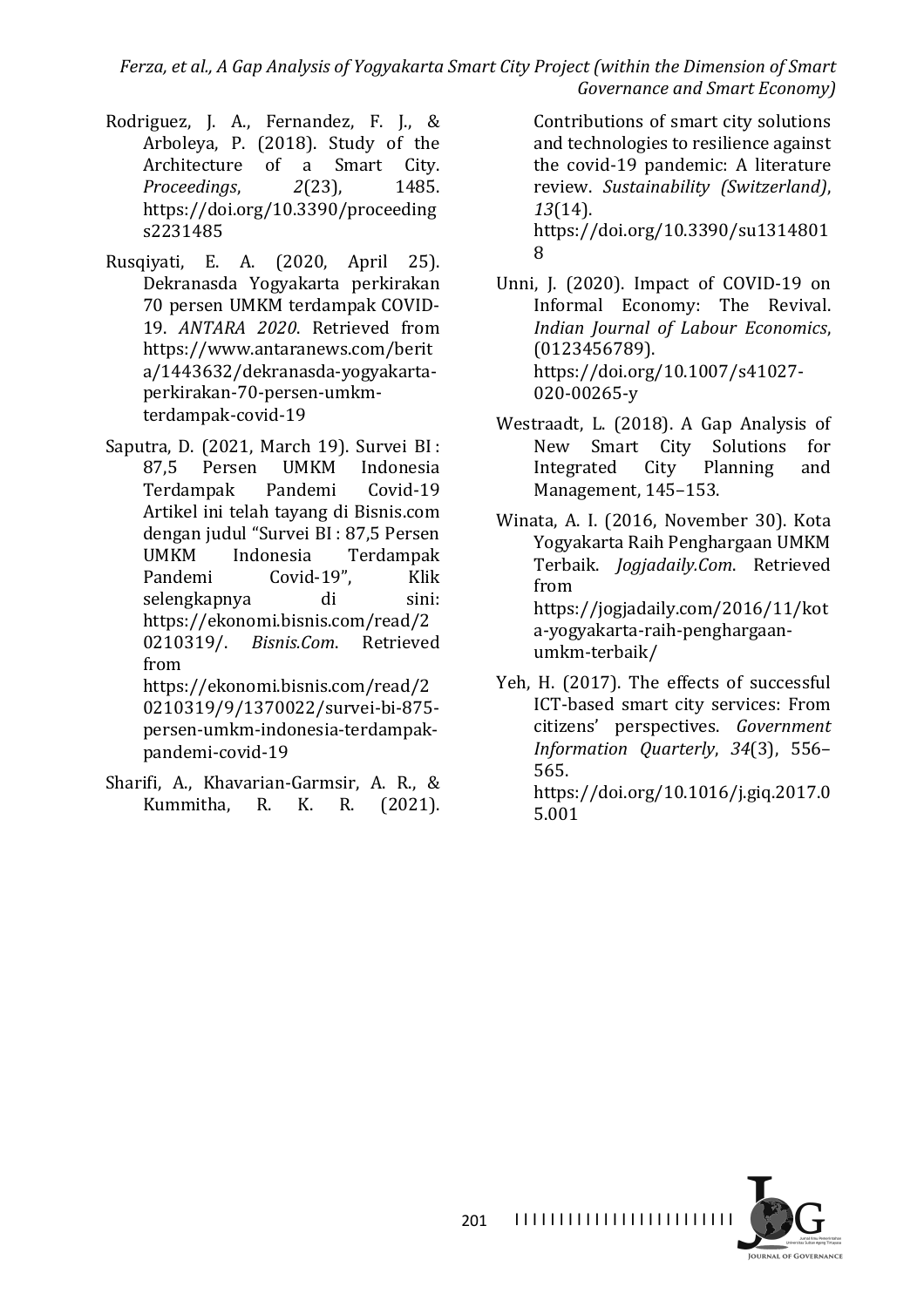Rodriguez, J. A., Fernandez, F. J., & Arboleya, P. (2018). Study of the Architecture of a Smart City. *Proceedings*, *2*(23), 1485. https://doi.org/10.3390/proceedings2231485

Rusqiyati, E. A. (2020, April 25). Dekranasda Yogyakarta perkirakan 70 persen UMKM terdampak COVID-19. *ANTARA 2020*. Retrieved from https://www.antaranews.com/berita/1443632/dekranasda-yogyakarta-perkirakan-70-persen-umkm-terdampak-covid-19

Saputra, D. (2021, March 19). Survei BI : 87,5 Persen UMKM Indonesia Terdampak Pandemi Covid-19 Artikel ini telah tayang di Bisnis.com dengan judul "Survei BI : 87,5 Persen UMKM Indonesia Terdampak Pandemi Covid-19", Klik selengkapnya di sini: https://ekonomi.bisnis.com/read/20210319/. *Bisnis.Com*. Retrieved from https://ekonomi.bisnis.com/read/20210319/9/1370022/survei-bi-875-persen-umkm-indonesia-terdampak-pandemi-covid-19

Sharifi, A., Khavarian-Garmsir, A. R., & Kummitha, R. K. R. (2021). Contributions of smart city solutions and technologies to resilience against the covid-19 pandemic: A literature review. *Sustainability (Switzerland)*, *13*(14). https://doi.org/10.3390/su13148018

Unni, J. (2020). Impact of COVID-19 on Informal Economy: The Revival. *Indian Journal of Labour Economics*, (0123456789). https://doi.org/10.1007/s41027-020-00265-y

Westraadt, L. (2018). A Gap Analysis of New Smart City Solutions for Integrated City Planning and Management, 145–153.

Winata, A. I. (2016, November 30). Kota Yogyakarta Raih Penghargaan UMKM Terbaik. *Jogjadaily.Com*. Retrieved from https://jogjadaily.com/2016/11/kota-yogyakarta-raih-penghargaan-umkm-terbaik/

Yeh, H. (2017). The effects of successful ICT-based smart city services: From citizens' perspectives. *Government Information Quarterly*, *34*(3), 556–565. https://doi.org/10.1016/j.giq.2017.05.001